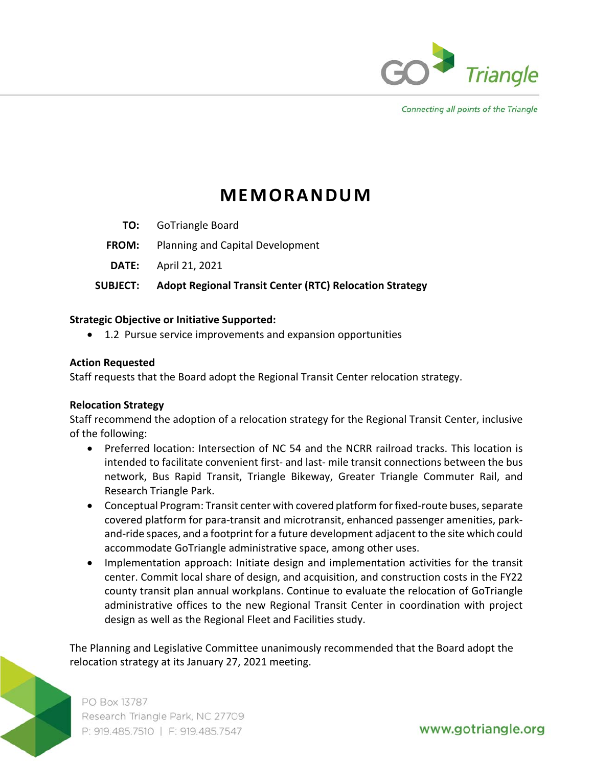# MEMORANDUM

**TO:** GoTriangle Board

**FROM:** Planning and Capital Development

**DATE:** April 21, 2021

**SUBJECT:** **Adopt Regional Transit Center (RTC) Relocation Strategy**

**Strategic Objective or Initiative Supported:**

- 1.2 Pursue service improvements and expansion opportunities

**Action Requested**

Staff requests that the Board adopt the Regional Transit Center relocation strategy.

**Relocation Strategy**

Staff recommend the adoption of a relocation strategy for the Regional Transit Center, inclusive of the following:

- Preferred location: Intersection of NC 54 and the NCRR railroad tracks. This location is intended to facilitate convenient first- and last- mile transit connections between the bus network, Bus Rapid Transit, Triangle Bikeway, Greater Triangle Commuter Rail, and Research Triangle Park.
- Conceptual Program: Transit center with covered platform for fixed-route buses, separate covered platform for para-transit and microtransit, enhanced passenger amenities, park-and-ride spaces, and a footprint for a future development adjacent to the site which could accommodate GoTriangle administrative space, among other uses.
- Implementation approach: Initiate design and implementation activities for the transit center. Commit local share of design, and acquisition, and construction costs in the FY22 county transit plan annual workplans. Continue to evaluate the relocation of GoTriangle administrative offices to the new Regional Transit Center in coordination with project design as well as the Regional Fleet and Facilities study.

The Planning and Legislative Committee unanimously recommended that the Board adopt the relocation strategy at its January 27, 2021 meeting.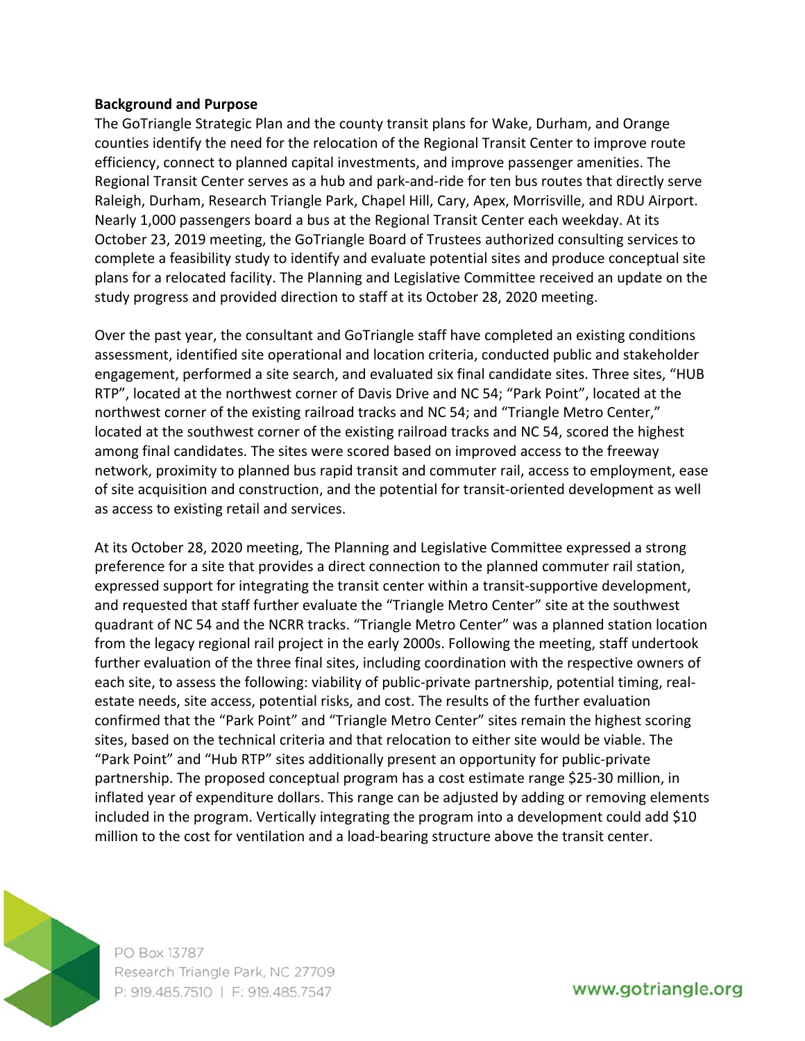**Background and Purpose**

The GoTriangle Strategic Plan and the county transit plans for Wake, Durham, and Orange counties identify the need for the relocation of the Regional Transit Center to improve route efficiency, connect to planned capital investments, and improve passenger amenities. The Regional Transit Center serves as a hub and park-and-ride for ten bus routes that directly serve Raleigh, Durham, Research Triangle Park, Chapel Hill, Cary, Apex, Morrisville, and RDU Airport. Nearly 1,000 passengers board a bus at the Regional Transit Center each weekday. At its October 23, 2019 meeting, the GoTriangle Board of Trustees authorized consulting services to complete a feasibility study to identify and evaluate potential sites and produce conceptual site plans for a relocated facility. The Planning and Legislative Committee received an update on the study progress and provided direction to staff at its October 28, 2020 meeting.

Over the past year, the consultant and GoTriangle staff have completed an existing conditions assessment, identified site operational and location criteria, conducted public and stakeholder engagement, performed a site search, and evaluated six final candidate sites. Three sites, "HUB RTP", located at the northwest corner of Davis Drive and NC 54; "Park Point", located at the northwest corner of the existing railroad tracks and NC 54; and "Triangle Metro Center," located at the southwest corner of the existing railroad tracks and NC 54, scored the highest among final candidates. The sites were scored based on improved access to the freeway network, proximity to planned bus rapid transit and commuter rail, access to employment, ease of site acquisition and construction, and the potential for transit-oriented development as well as access to existing retail and services.

At its October 28, 2020 meeting, The Planning and Legislative Committee expressed a strong preference for a site that provides a direct connection to the planned commuter rail station, expressed support for integrating the transit center within a transit-supportive development, and requested that staff further evaluate the "Triangle Metro Center" site at the southwest quadrant of NC 54 and the NCRR tracks. "Triangle Metro Center" was a planned station location from the legacy regional rail project in the early 2000s. Following the meeting, staff undertook further evaluation of the three final sites, including coordination with the respective owners of each site, to assess the following: viability of public-private partnership, potential timing, real-estate needs, site access, potential risks, and cost. The results of the further evaluation confirmed that the "Park Point" and "Triangle Metro Center" sites remain the highest scoring sites, based on the technical criteria and that relocation to either site would be viable. The "Park Point" and "Hub RTP" sites additionally present an opportunity for public-private partnership. The proposed conceptual program has a cost estimate range $25-30 million, in inflated year of expenditure dollars. This range can be adjusted by adding or removing elements included in the program. Vertically integrating the program into a development could add $10 million to the cost for ventilation and a load-bearing structure above the transit center.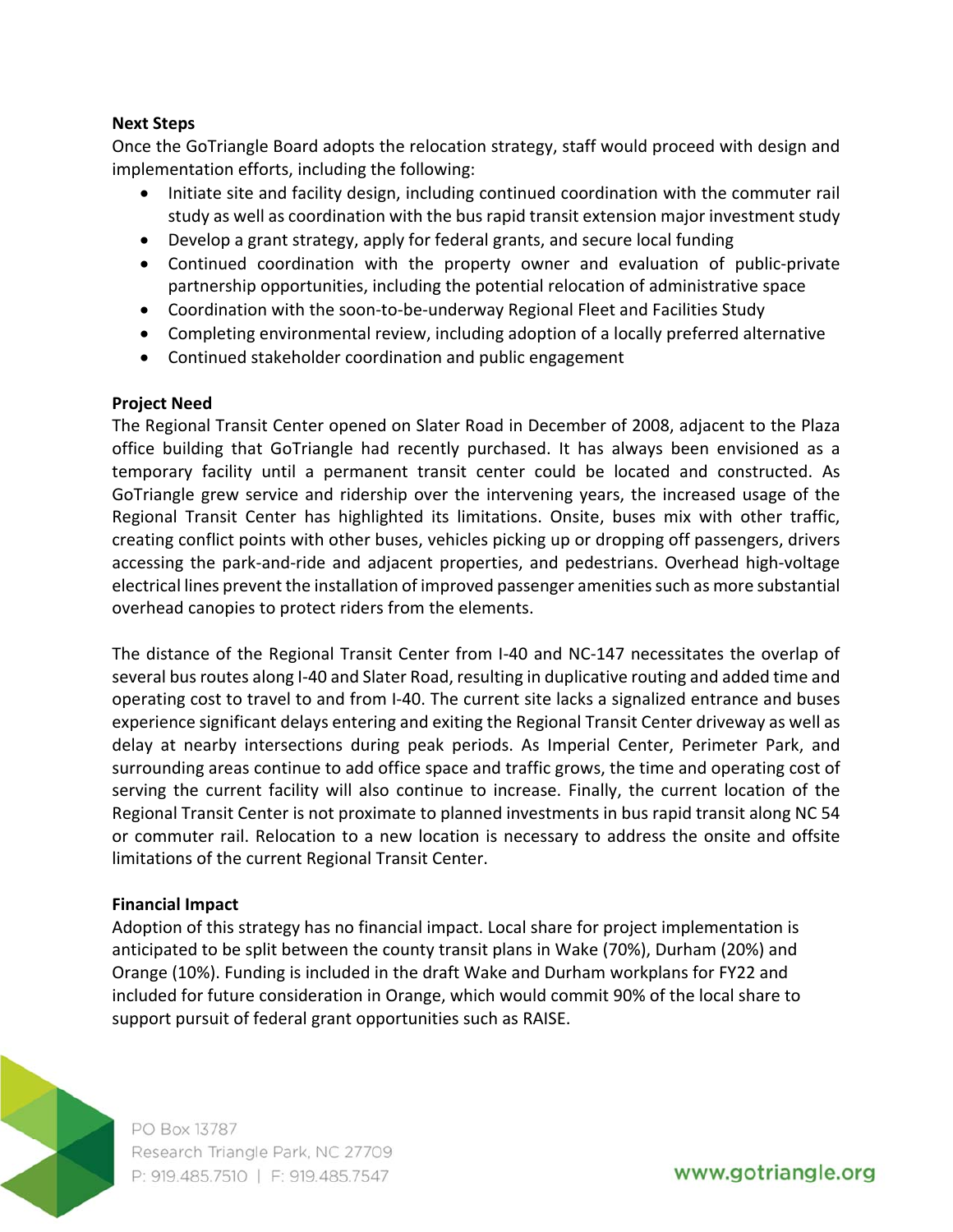**Next Steps**

Once the GoTriangle Board adopts the relocation strategy, staff would proceed with design and implementation efforts, including the following:

- Initiate site and facility design, including continued coordination with the commuter rail study as well as coordination with the bus rapid transit extension major investment study
- Develop a grant strategy, apply for federal grants, and secure local funding
- Continued coordination with the property owner and evaluation of public-private partnership opportunities, including the potential relocation of administrative space
- Coordination with the soon-to-be-underway Regional Fleet and Facilities Study
- Completing environmental review, including adoption of a locally preferred alternative
- Continued stakeholder coordination and public engagement

**Project Need**

The Regional Transit Center opened on Slater Road in December of 2008, adjacent to the Plaza office building that GoTriangle had recently purchased. It has always been envisioned as a temporary facility until a permanent transit center could be located and constructed. As GoTriangle grew service and ridership over the intervening years, the increased usage of the Regional Transit Center has highlighted its limitations. Onsite, buses mix with other traffic, creating conflict points with other buses, vehicles picking up or dropping off passengers, drivers accessing the park-and-ride and adjacent properties, and pedestrians. Overhead high-voltage electrical lines prevent the installation of improved passenger amenities such as more substantial overhead canopies to protect riders from the elements.

The distance of the Regional Transit Center from I-40 and NC-147 necessitates the overlap of several bus routes along I-40 and Slater Road, resulting in duplicative routing and added time and operating cost to travel to and from I-40. The current site lacks a signalized entrance and buses experience significant delays entering and exiting the Regional Transit Center driveway as well as delay at nearby intersections during peak periods. As Imperial Center, Perimeter Park, and surrounding areas continue to add office space and traffic grows, the time and operating cost of serving the current facility will also continue to increase. Finally, the current location of the Regional Transit Center is not proximate to planned investments in bus rapid transit along NC 54 or commuter rail. Relocation to a new location is necessary to address the onsite and offsite limitations of the current Regional Transit Center.

**Financial Impact**

Adoption of this strategy has no financial impact. Local share for project implementation is anticipated to be split between the county transit plans in Wake (70%), Durham (20%) and Orange (10%). Funding is included in the draft Wake and Durham workplans for FY22 and included for future consideration in Orange, which would commit 90% of the local share to support pursuit of federal grant opportunities such as RAISE.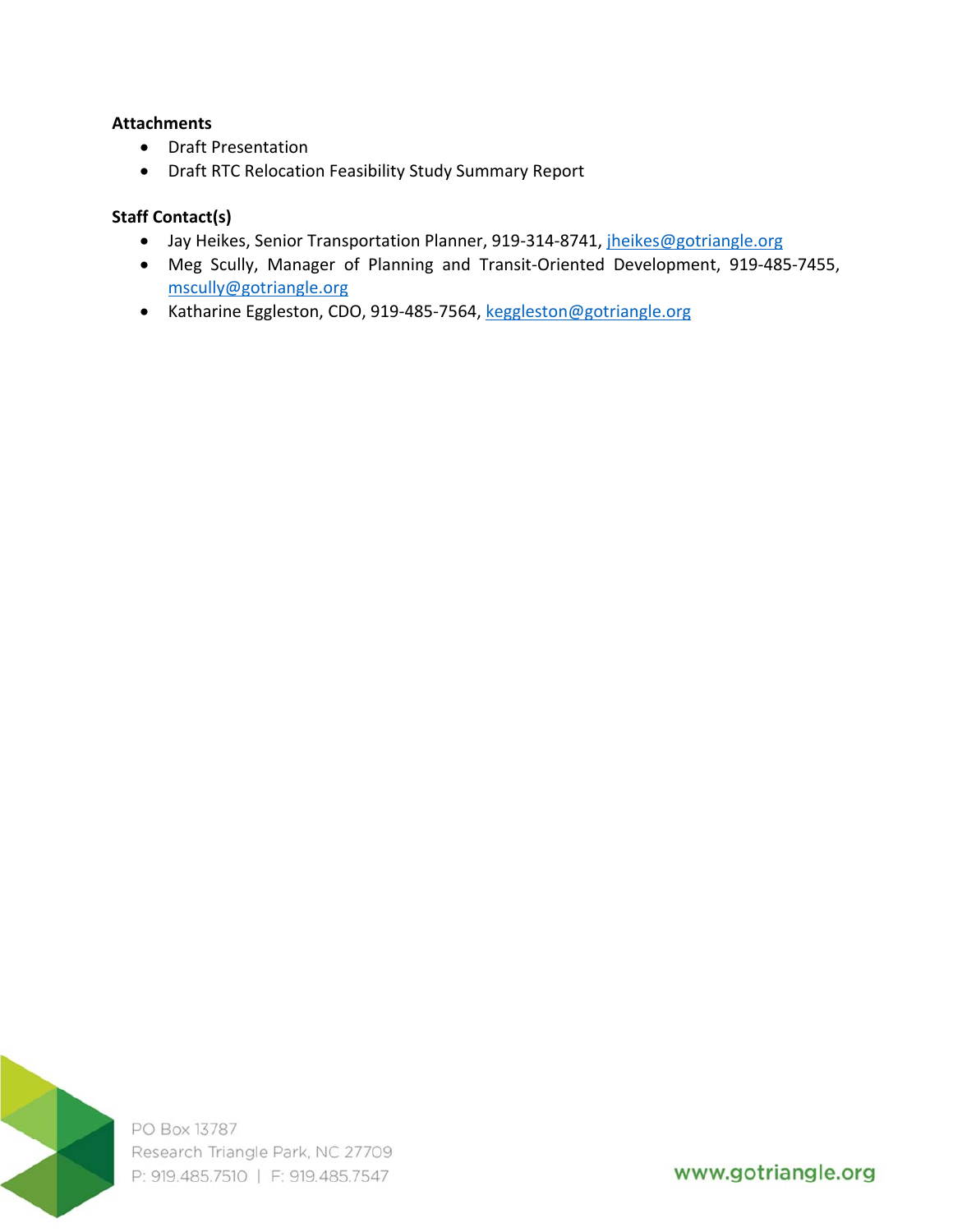**Attachments**

- Draft Presentation
- Draft RTC Relocation Feasibility Study Summary Report

**Staff Contact(s)**

- Jay Heikes, Senior Transportation Planner, 919-314-8741, jheikes@gotriangle.org
- Meg Scully, Manager of Planning and Transit-Oriented Development, 919-485-7455, mscully@gotriangle.org
- Katharine Eggleston, CDO, 919-485-7564, keggleston@gotriangle.org